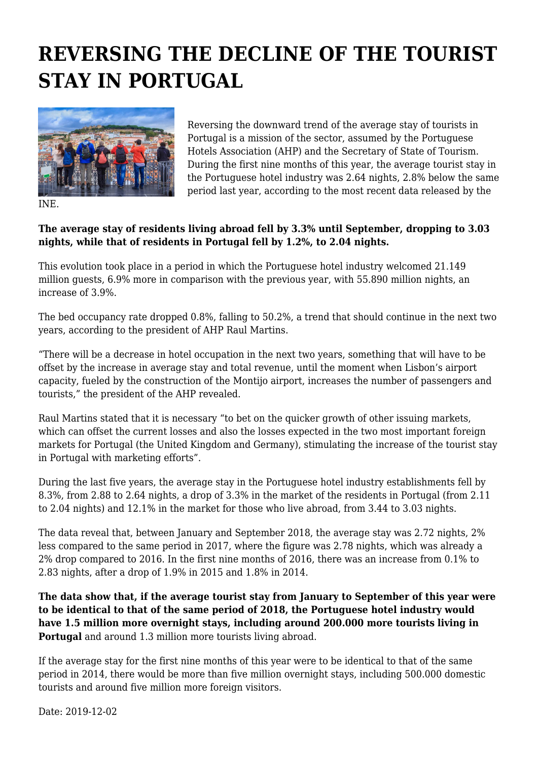# REVERSING THE DECLINE OF THE TOURIST STAY IN PORTUGAL

Reversing the downward trend of the average stay of tourists in Portugal is a mission of the sector, assumed by the Portuguese Hotels Association (AHP) and the Secretary of State of Tourism. During the first nine months of this year, the average tourist stay in the Portuguese hotel industry was 2.64 nights, 2.8% below the same period last year, according to the most recent data released by the INE.

**The average stay of residents living abroad fell by 3.3% until September, dropping to 3.03 nights, while that of residents in Portugal fell by 1.2%, to 2.04 nights.**

This evolution took place in a period in which the Portuguese hotel industry welcomed 21.149 million guests, 6.9% more in comparison with the previous year, with 55.890 million nights, an increase of 3.9%.

The bed occupancy rate dropped 0.8%, falling to 50.2%, a trend that should continue in the next two years, according to the president of AHP Raul Martins.

"There will be a decrease in hotel occupation in the next two years, something that will have to be offset by the increase in average stay and total revenue, until the moment when Lisbon's airport capacity, fueled by the construction of the Montijo airport, increases the number of passengers and tourists," the president of the AHP revealed.

Raul Martins stated that it is necessary "to bet on the quicker growth of other issuing markets, which can offset the current losses and also the losses expected in the two most important foreign markets for Portugal (the United Kingdom and Germany), stimulating the increase of the tourist stay in Portugal with marketing efforts".

During the last five years, the average stay in the Portuguese hotel industry establishments fell by 8.3%, from 2.88 to 2.64 nights, a drop of 3.3% in the market of the residents in Portugal (from 2.11 to 2.04 nights) and 12.1% in the market for those who live abroad, from 3.44 to 3.03 nights.

The data reveal that, between January and September 2018, the average stay was 2.72 nights, 2% less compared to the same period in 2017, where the figure was 2.78 nights, which was already a 2% drop compared to 2016. In the first nine months of 2016, there was an increase from 0.1% to 2.83 nights, after a drop of 1.9% in 2015 and 1.8% in 2014.

**The data show that, if the average tourist stay from January to September of this year were to be identical to that of the same period of 2018, the Portuguese hotel industry would have 1.5 million more overnight stays, including around 200.000 more tourists living in Portugal** and around 1.3 million more tourists living abroad.

If the average stay for the first nine months of this year were to be identical to that of the same period in 2014, there would be more than five million overnight stays, including 500.000 domestic tourists and around five million more foreign visitors.

Date: 2019-12-02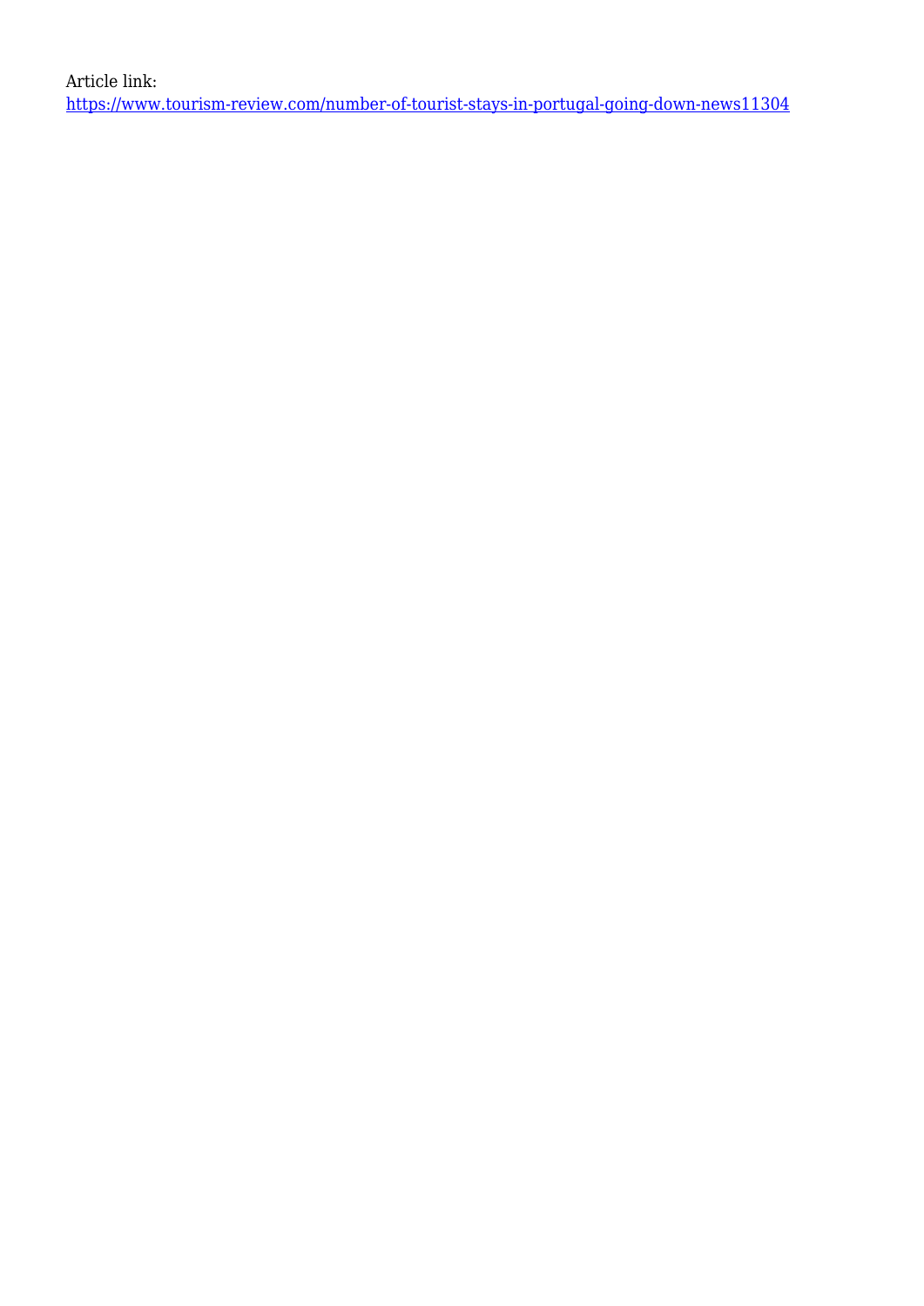Article link:
[https://www.tourism-review.com/number-of-tourist-stays-in-portugal-going-down-news11304](https://www.tourism-review.com/number-of-tourist-stays-in-portugal-going-down-news11304)